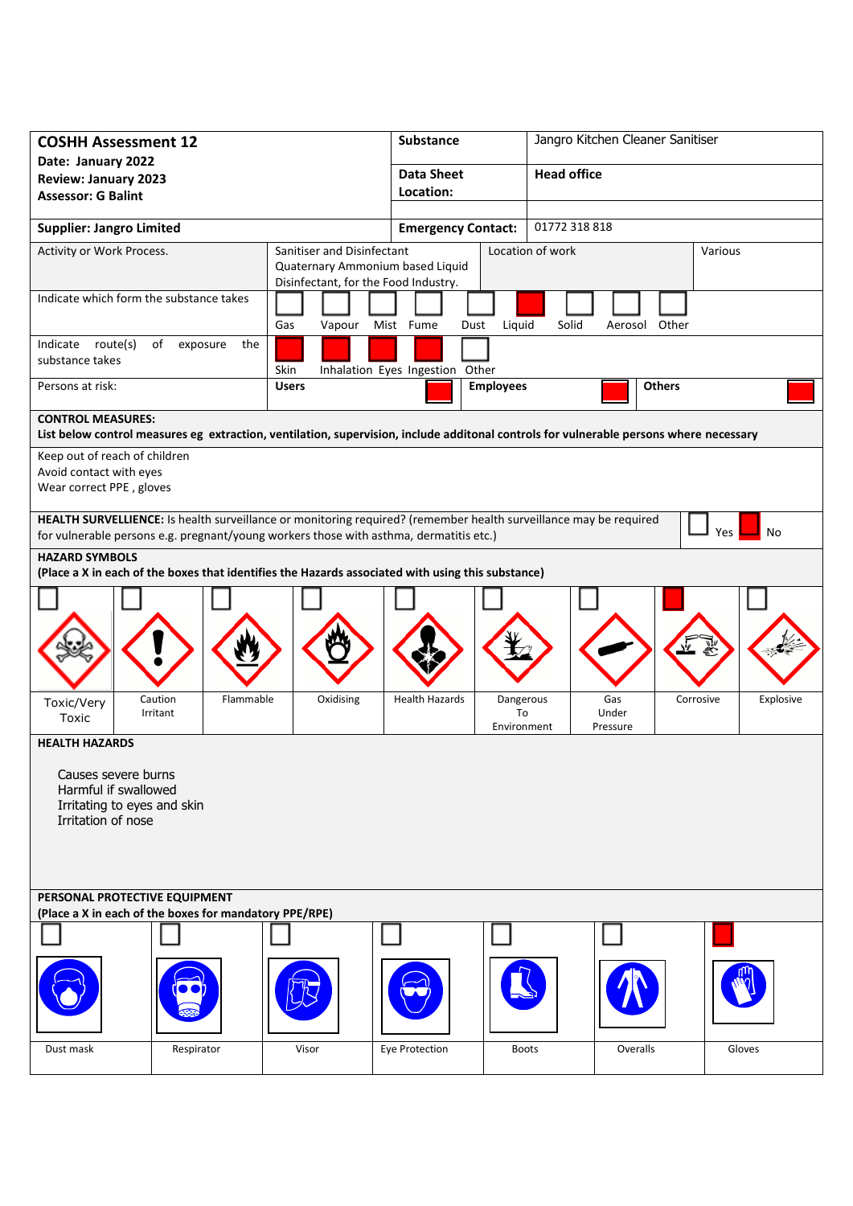| **COSHH Assessment 12**<br>**Date: January 2022**<br>**Review: January 2023**<br>**Assessor: G Balint** | **Substance** | Jangro Kitchen Cleaner Sanitiser |
|---|---|---|
| | **Data Sheet Location:** | **Head office** |
| **Supplier: Jangro Limited** | **Emergency Contact:** | 01772 318 818 |

| Activity or Work Process. | Sanitiser and Disinfectant Quaternary Ammonium based Liquid Disinfectant, for the Food Industry. | Location of work | Various |
|---|---|---|---|

**Indicate which form the substance takes**

| Gas | Vapour | Mist | Fume | Dust | Liquid | Solid | Aerosol | Other |
|---|---|---|---|---|---|---|---|---|
| | | | | | X | | | |

**Indicate route(s) of exposure the substance takes**

| Skin | Inhalation | Eyes | Ingestion | Other |
|---|---|---|---|---|
| X | X | X | X | |

**Persons at risk:**

| Users | Employees | Others |
|---|---|---|
| X | X | X |

**CONTROL MEASURES:**
**List below control measures eg extraction, ventilation, supervision, include additonal controls for vulnerable persons where necessary**

Keep out of reach of children
Avoid contact with eyes
Wear correct PPE , gloves

**HEALTH SURVELLIENCE:** Is health surveillance or monitoring required? (remember health surveillance may be required for vulnerable persons e.g. pregnant/young workers those with asthma, dermatitis etc.)

| Yes | No |
|---|---|
| | X |

**HAZARD SYMBOLS**
**(Place a X in each of the boxes that identifies the Hazards associated with using this substance)**

| Toxic/Very Toxic | Caution Irritant | Flammable | Oxidising | Health Hazards | Dangerous To Environment | Gas Under Pressure | Corrosive | Explosive |
|---|---|---|---|---|---|---|---|---|
| | | | | | | | X | |

**HEALTH HAZARDS**

Causes severe burns
Harmful if swallowed
Irritating to eyes and skin
Irritation of nose

**PERSONAL PROTECTIVE EQUIPMENT**
**(Place a X in each of the boxes for mandatory PPE/RPE)**

| Dust mask | Respirator | Visor | Eye Protection | Boots | Overalls | Gloves |
|---|---|---|---|---|---|---|
| | | | | | | X |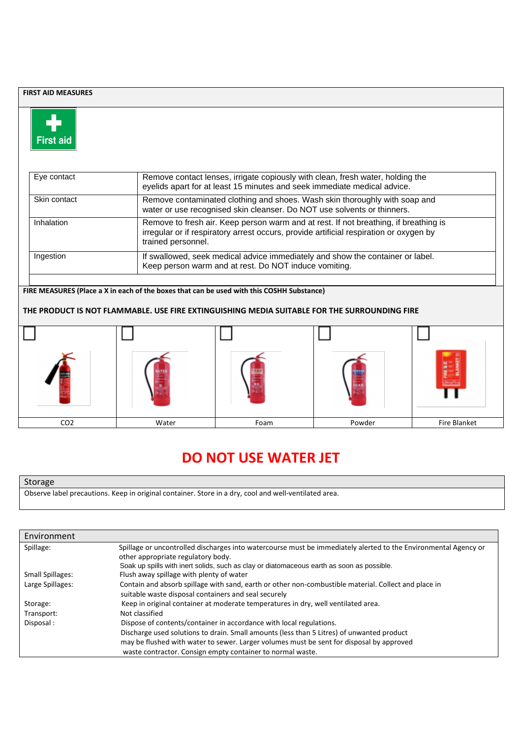**FIRST AID MEASURES**

First aid

| | |
|---|---|
| Eye contact | Remove contact lenses, irrigate copiously with clean, fresh water, holding the eyelids apart for at least 15 minutes and seek immediate medical advice. |
| Skin contact | Remove contaminated clothing and shoes. Wash skin thoroughly with soap and water or use recognised skin cleanser. Do NOT use solvents or thinners. |
| Inhalation | Remove to fresh air. Keep person warm and at rest. If not breathing, if breathing is irregular or if respiratory arrest occurs, provide artificial respiration or oxygen by trained personnel. |
| Ingestion | If swallowed, seek medical advice immediately and show the container or label. Keep person warm and at rest. Do NOT induce vomiting. |

**FIRE MEASURES (Place a X in each of the boxes that can be used with this COSHH Substance)**

**THE PRODUCT IS NOT FLAMMABLE. USE FIRE EXTINGUISHING MEDIA SUITABLE FOR THE SURROUNDING FIRE**

| ☐ | ☐ | ☐ | ☐ | ☐ |
|---|---|---|---|---|
| $CO_2$ | Water | Foam | Powder | Fire Blanket |

## DO NOT USE WATER JET

| Storage |
|---|
| Observe label precautions. Keep in original container. Store in a dry, cool and well-ventilated area. |

| Environment | |
|---|---|
| Spillage: | Spillage or uncontrolled discharges into watercourse must be immediately alerted to the Environmental Agency or other appropriate regulatory body. Soak up spills with inert solids, such as clay or diatomaceous earth as soon as possible. |
| Small Spillages: | Flush away spillage with plenty of water |
| Large Spillages: | Contain and absorb spillage with sand, earth or other non-combustible material. Collect and place in suitable waste disposal containers and seal securely |
| Storage: | Keep in original container at moderate temperatures in dry, well ventilated area. |
| Transport: | Not classified |
| Disposal : | Dispose of contents/container in accordance with local regulations. Discharge used solutions to drain. Small amounts (less than 5 Litres) of unwanted product may be flushed with water to sewer. Larger volumes must be sent for disposal by approved waste contractor. Consign empty container to normal waste. |